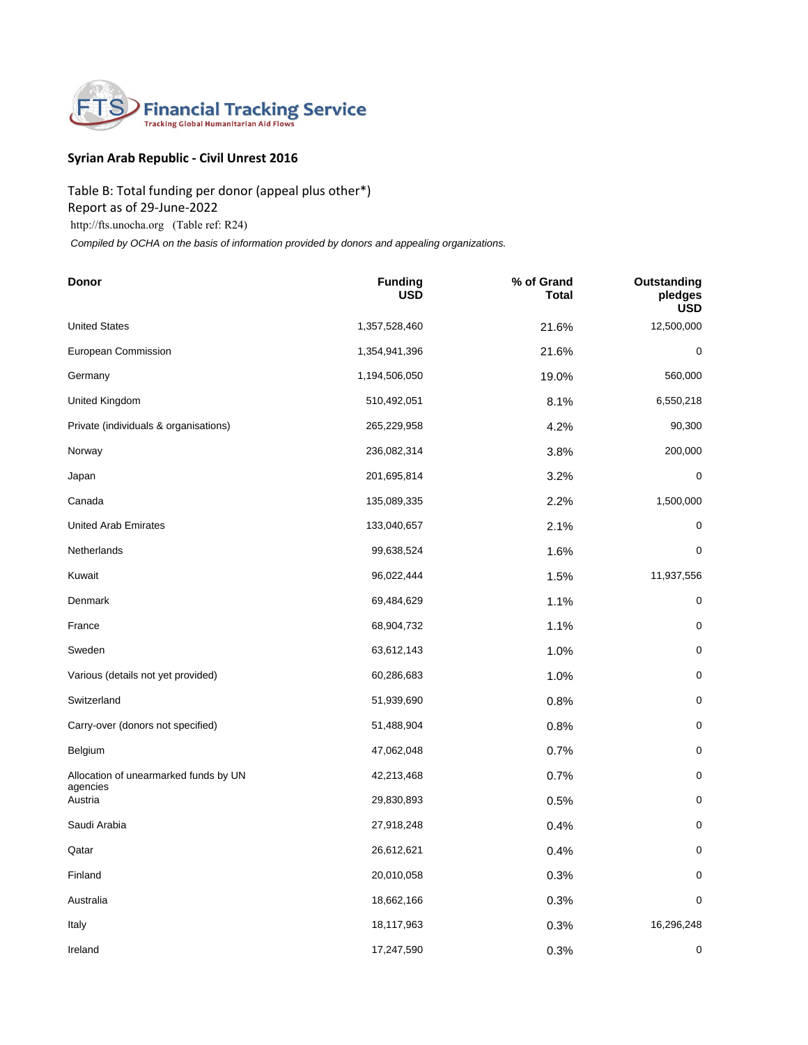**Financial Tracking Service**
Tracking Global Humanitarian Aid Flows

## Syrian Arab Republic - Civil Unrest 2016

Table B: Total funding per donor (appeal plus other*)
Report as of 29-June-2022
http://fts.unocha.org (Table ref: R24)

*Compiled by OCHA on the basis of information provided by donors and appealing organizations.*

| Donor | Funding USD | % of Grand Total | Outstanding pledges USD |
|---|---|---|---|
| United States | 1,357,528,460 | 21.6% | 12,500,000 |
| European Commission | 1,354,941,396 | 21.6% | 0 |
| Germany | 1,194,506,050 | 19.0% | 560,000 |
| United Kingdom | 510,492,051 | 8.1% | 6,550,218 |
| Private (individuals & organisations) | 265,229,958 | 4.2% | 90,300 |
| Norway | 236,082,314 | 3.8% | 200,000 |
| Japan | 201,695,814 | 3.2% | 0 |
| Canada | 135,089,335 | 2.2% | 1,500,000 |
| United Arab Emirates | 133,040,657 | 2.1% | 0 |
| Netherlands | 99,638,524 | 1.6% | 0 |
| Kuwait | 96,022,444 | 1.5% | 11,937,556 |
| Denmark | 69,484,629 | 1.1% | 0 |
| France | 68,904,732 | 1.1% | 0 |
| Sweden | 63,612,143 | 1.0% | 0 |
| Various (details not yet provided) | 60,286,683 | 1.0% | 0 |
| Switzerland | 51,939,690 | 0.8% | 0 |
| Carry-over (donors not specified) | 51,488,904 | 0.8% | 0 |
| Belgium | 47,062,048 | 0.7% | 0 |
| Allocation of unearmarked funds by UN agencies | 42,213,468 | 0.7% | 0 |
| Austria | 29,830,893 | 0.5% | 0 |
| Saudi Arabia | 27,918,248 | 0.4% | 0 |
| Qatar | 26,612,621 | 0.4% | 0 |
| Finland | 20,010,058 | 0.3% | 0 |
| Australia | 18,662,166 | 0.3% | 0 |
| Italy | 18,117,963 | 0.3% | 16,296,248 |
| Ireland | 17,247,590 | 0.3% | 0 |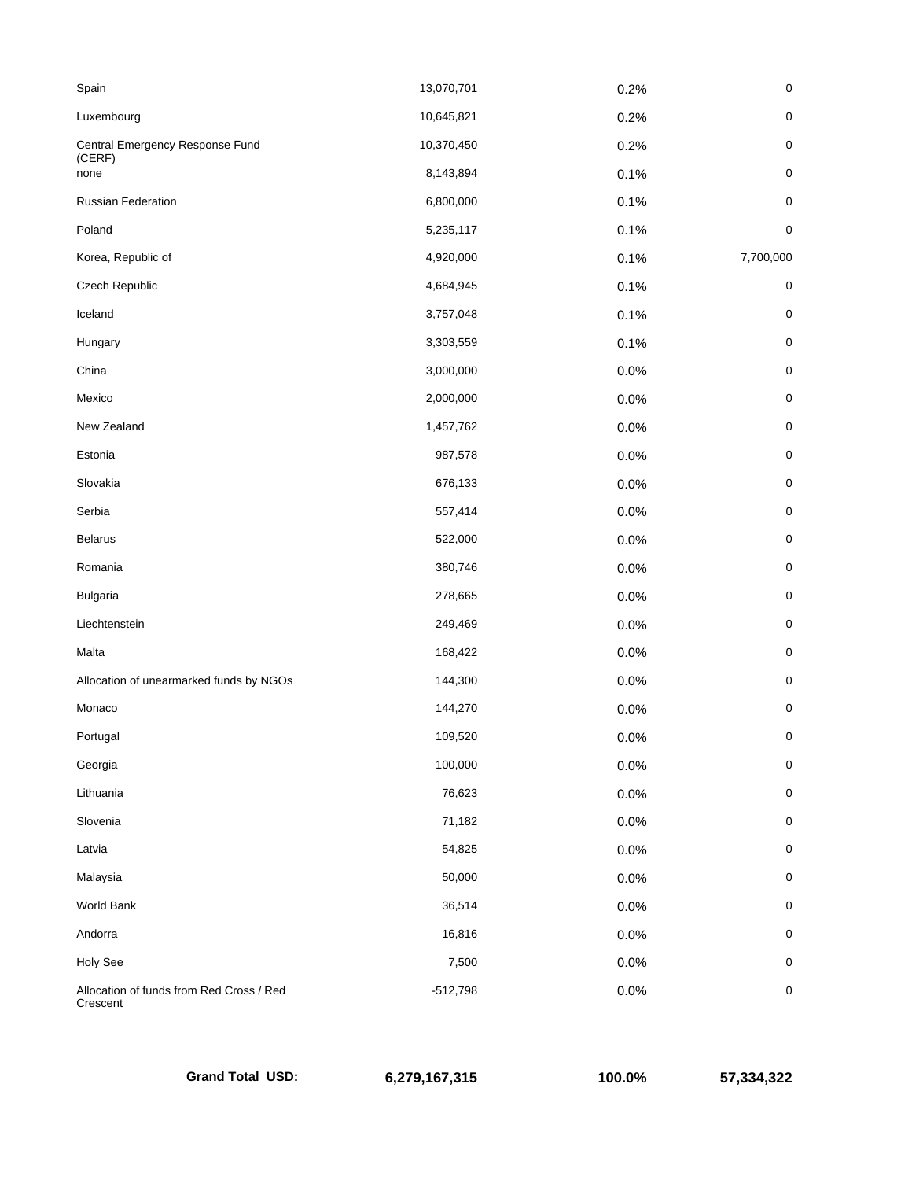| | | | |
|---|---|---|---|
| Spain | 13,070,701 | 0.2% | 0 |
| Luxembourg | 10,645,821 | 0.2% | 0 |
| Central Emergency Response Fund (CERF) | 10,370,450 | 0.2% | 0 |
| none | 8,143,894 | 0.1% | 0 |
| Russian Federation | 6,800,000 | 0.1% | 0 |
| Poland | 5,235,117 | 0.1% | 0 |
| Korea, Republic of | 4,920,000 | 0.1% | 7,700,000 |
| Czech Republic | 4,684,945 | 0.1% | 0 |
| Iceland | 3,757,048 | 0.1% | 0 |
| Hungary | 3,303,559 | 0.1% | 0 |
| China | 3,000,000 | 0.0% | 0 |
| Mexico | 2,000,000 | 0.0% | 0 |
| New Zealand | 1,457,762 | 0.0% | 0 |
| Estonia | 987,578 | 0.0% | 0 |
| Slovakia | 676,133 | 0.0% | 0 |
| Serbia | 557,414 | 0.0% | 0 |
| Belarus | 522,000 | 0.0% | 0 |
| Romania | 380,746 | 0.0% | 0 |
| Bulgaria | 278,665 | 0.0% | 0 |
| Liechtenstein | 249,469 | 0.0% | 0 |
| Malta | 168,422 | 0.0% | 0 |
| Allocation of unearmarked funds by NGOs | 144,300 | 0.0% | 0 |
| Monaco | 144,270 | 0.0% | 0 |
| Portugal | 109,520 | 0.0% | 0 |
| Georgia | 100,000 | 0.0% | 0 |
| Lithuania | 76,623 | 0.0% | 0 |
| Slovenia | 71,182 | 0.0% | 0 |
| Latvia | 54,825 | 0.0% | 0 |
| Malaysia | 50,000 | 0.0% | 0 |
| World Bank | 36,514 | 0.0% | 0 |
| Andorra | 16,816 | 0.0% | 0 |
| Holy See | 7,500 | 0.0% | 0 |
| Allocation of funds from Red Cross / Red Crescent | -512,798 | 0.0% | 0 |
| **Grand Total USD:** | **6,279,167,315** | **100.0%** | **57,334,322** |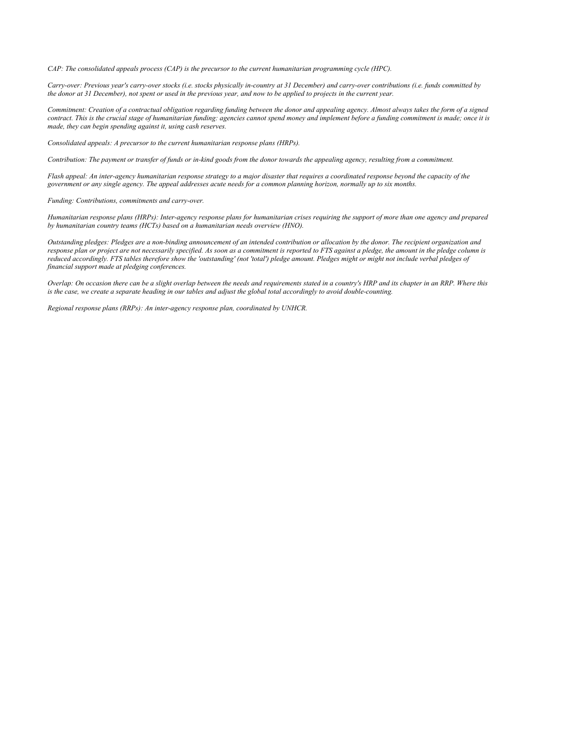*CAP: The consolidated appeals process (CAP) is the precursor to the current humanitarian programming cycle (HPC).*

*Carry-over: Previous year's carry-over stocks (i.e. stocks physically in-country at 31 December) and carry-over contributions (i.e. funds committed by the donor at 31 December), not spent or used in the previous year, and now to be applied to projects in the current year.*

*Commitment: Creation of a contractual obligation regarding funding between the donor and appealing agency. Almost always takes the form of a signed contract. This is the crucial stage of humanitarian funding: agencies cannot spend money and implement before a funding commitment is made; once it is made, they can begin spending against it, using cash reserves.*

*Consolidated appeals: A precursor to the current humanitarian response plans (HRPs).*

*Contribution: The payment or transfer of funds or in-kind goods from the donor towards the appealing agency, resulting from a commitment.*

*Flash appeal: An inter-agency humanitarian response strategy to a major disaster that requires a coordinated response beyond the capacity of the government or any single agency. The appeal addresses acute needs for a common planning horizon, normally up to six months.*

*Funding: Contributions, commitments and carry-over.*

*Humanitarian response plans (HRPs): Inter-agency response plans for humanitarian crises requiring the support of more than one agency and prepared by humanitarian country teams (HCTs) based on a humanitarian needs overview (HNO).*

*Outstanding pledges: Pledges are a non-binding announcement of an intended contribution or allocation by the donor. The recipient organization and response plan or project are not necessarily specified. As soon as a commitment is reported to FTS against a pledge, the amount in the pledge column is reduced accordingly. FTS tables therefore show the 'outstanding' (not 'total') pledge amount. Pledges might or might not include verbal pledges of financial support made at pledging conferences.*

*Overlap: On occasion there can be a slight overlap between the needs and requirements stated in a country's HRP and its chapter in an RRP. Where this is the case, we create a separate heading in our tables and adjust the global total accordingly to avoid double-counting.*

*Regional response plans (RRPs): An inter-agency response plan, coordinated by UNHCR.*